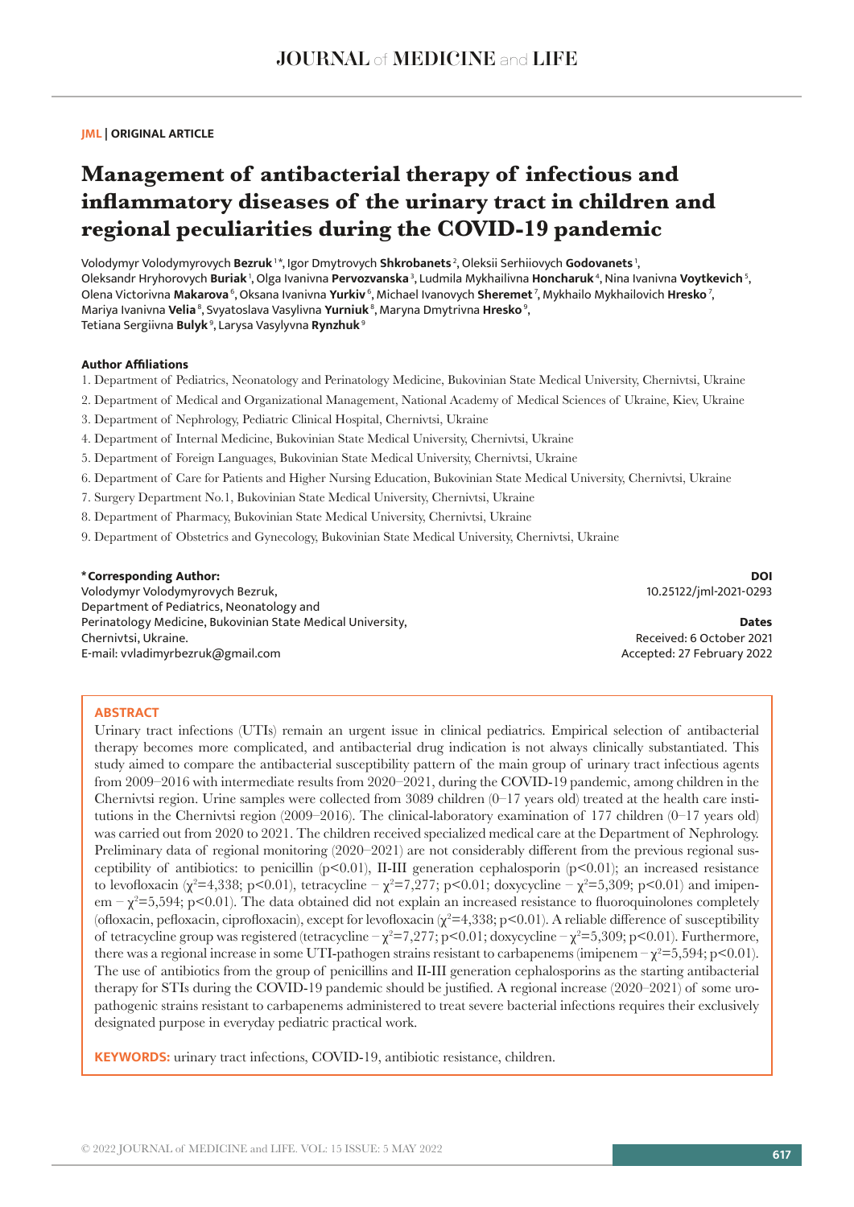**JML | ORIGINAL ARTICLE**

# Management of antibacterial therapy of infectious and inflammatory diseases of the urinary tract in children and regional peculiarities during the COVID-19 pandemic

Volodymyr Volodymyrovych **Bezruk**[1*], Igor Dmytrovych **Shkrobanets**[2], Oleksii Serhiiovych **Godovanets**[1], Oleksandr Hryhorovych **Buriak**[1], Olga Ivanivna **Pervozvanska**[3], Ludmila Mykhailivna **Honcharuk**[4], Nina Ivanivna **Voytkevich**[5], Olena Victorivna **Makarova**[6], Oksana Ivanivna **Yurkiv**[6], Michael Ivanovych **Sheremet**[7], Mykhailo Mykhailovich **Hresko**[7], Mariya Ivanivna **Velia**[8], Svyatoslava Vasylivna **Yurniuk**[8], Maryna Dmytrivna **Hresko**[9], Tetiana Sergiivna **Bulyk**[9], Larysa Vasylyvna **Rynzhuk**[9]

**Author Affiliations**

1. Department of Pediatrics, Neonatology and Perinatology Medicine, Bukovinian State Medical University, Chernivtsi, Ukraine
2. Department of Medical and Organizational Management, National Academy of Medical Sciences of Ukraine, Kiev, Ukraine
3. Department of Nephrology, Pediatric Clinical Hospital, Chernivtsi, Ukraine
4. Department of Internal Medicine, Bukovinian State Medical University, Chernivtsi, Ukraine
5. Department of Foreign Languages, Bukovinian State Medical University, Chernivtsi, Ukraine
6. Department of Care for Patients and Higher Nursing Education, Bukovinian State Medical University, Chernivtsi, Ukraine
7. Surgery Department No.1, Bukovinian State Medical University, Chernivtsi, Ukraine
8. Department of Pharmacy, Bukovinian State Medical University, Chernivtsi, Ukraine
9. Department of Obstetrics and Gynecology, Bukovinian State Medical University, Chernivtsi, Ukraine

**\*Corresponding Author:**
Volodymyr Volodymyrovych Bezruk,
Department of Pediatrics, Neonatology and Perinatology Medicine, Bukovinian State Medical University, Chernivtsi, Ukraine.
E-mail: vvladimyrbezruk@gmail.com

**DOI**
10.25122/jml-2021-0293

**Dates**
Received: 6 October 2021
Accepted: 27 February 2022

## ABSTRACT

Urinary tract infections (UTIs) remain an urgent issue in clinical pediatrics. Empirical selection of antibacterial therapy becomes more complicated, and antibacterial drug indication is not always clinically substantiated. This study aimed to compare the antibacterial susceptibility pattern of the main group of urinary tract infectious agents from 2009–2016 with intermediate results from 2020–2021, during the COVID-19 pandemic, among children in the Chernivtsi region. Urine samples were collected from 3089 children (0–17 years old) treated at the health care institutions in the Chernivtsi region (2009–2016). The clinical-laboratory examination of 177 children (0–17 years old) was carried out from 2020 to 2021. The children received specialized medical care at the Department of Nephrology. Preliminary data of regional monitoring (2020–2021) are not considerably different from the previous regional susceptibility of antibiotics: to penicillin ($p<0.01$), II-III generation cephalosporin ($p<0.01$); an increased resistance to levofloxacin ($\chi^2$=4,338; $p<0.01$), tetracycline – $\chi^2$=7,277; $p<0.01$; doxycycline – $\chi^2$=5,309; $p<0.01$) and imipenem – $\chi^2$=5,594; $p<0.01$). The data obtained did not explain an increased resistance to fluoroquinolones completely (ofloxacin, pefloxacin, ciprofloxacin), except for levofloxacin ($\chi^2$=4,338; $p<0.01$). A reliable difference of susceptibility of tetracycline group was registered (tetracycline – $\chi^2$=7,277; $p<0.01$; doxycycline – $\chi^2$=5,309; $p<0.01$). Furthermore, there was a regional increase in some UTI-pathogen strains resistant to carbapenems (imipenem – $\chi^2$=5,594; $p<0.01$). The use of antibiotics from the group of penicillins and II-III generation cephalosporins as the starting antibacterial therapy for STIs during the COVID-19 pandemic should be justified. A regional increase (2020–2021) of some uropathogenic strains resistant to carbapenems administered to treat severe bacterial infections requires their exclusively designated purpose in everyday pediatric practical work.

**KEYWORDS:** urinary tract infections, COVID-19, antibiotic resistance, children.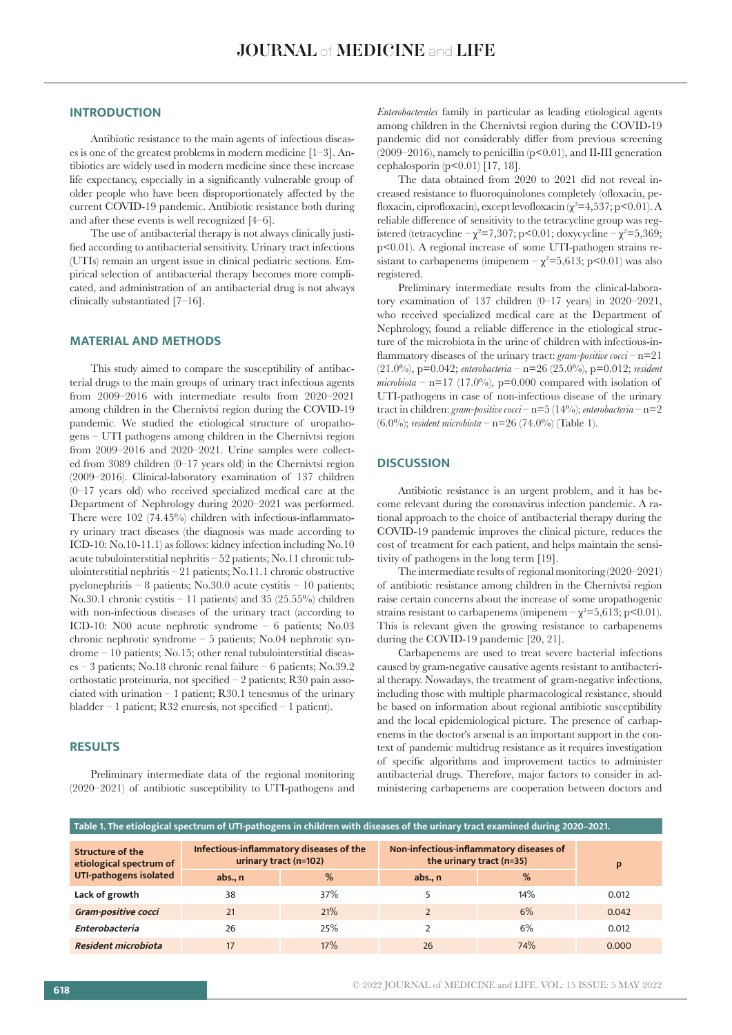## INTRODUCTION

Antibiotic resistance to the main agents of infectious diseases is one of the greatest problems in modern medicine [1–3]. Antibiotics are widely used in modern medicine since these increase life expectancy, especially in a significantly vulnerable group of older people who have been disproportionately affected by the current COVID-19 pandemic. Antibiotic resistance both during and after these events is well recognized [4–6].

The use of antibacterial therapy is not always clinically justified according to antibacterial sensitivity. Urinary tract infections (UTIs) remain an urgent issue in clinical pediatric sections. Empirical selection of antibacterial therapy becomes more complicated, and administration of an antibacterial drug is not always clinically substantiated [7–16].

## MATERIAL AND METHODS

This study aimed to compare the susceptibility of antibacterial drugs to the main groups of urinary tract infectious agents from 2009–2016 with intermediate results from 2020–2021 among children in the Chernivtsi region during the COVID-19 pandemic. We studied the etiological structure of uropathogens – UTI pathogens among children in the Chernivtsi region from 2009–2016 and 2020–2021. Urine samples were collected from 3089 children (0–17 years old) in the Chernivtsi region (2009–2016). Clinical-laboratory examination of 137 children (0–17 years old) who received specialized medical care at the Department of Nephrology during 2020–2021 was performed. There were 102 (74.45%) children with infectious-inflammatory urinary tract diseases (the diagnosis was made according to ICD-10: No.10-11.1) as follows: kidney infection including No.10 acute tubulointerstitial nephritis – 52 patients; No.11 chronic tubulointerstitial nephritis – 21 patients; No.11.1 chronic obstructive pyelonephritis – 8 patients; No.30.0 acute cystitis – 10 patients; No.30.1 chronic cystitis – 11 patients) and 35 (25.55%) children with non-infectious diseases of the urinary tract (according to ICD-10: N00 acute nephritic syndrome – 6 patients; No.03 chronic nephrotic syndrome – 5 patients; No.04 nephrotic syndrome – 10 patients; No.15; other renal tubulointerstitial diseases – 3 patients; No.18 chronic renal failure – 6 patients; No.39.2 orthostatic proteinuria, not specified – 2 patients; R30 pain associated with urination – 1 patient; R30.1 tenesmus of the urinary bladder – 1 patient; R32 enuresis, not specified – 1 patient).

## RESULTS

Preliminary intermediate data of the regional monitoring (2020–2021) of antibiotic susceptibility to UTI-pathogens and *Enterobacterales* family in particular as leading etiological agents among children in the Chernivtsi region during the COVID-19 pandemic did not considerably differ from previous screening (2009–2016), namely to penicillin ($p<0.01$), and II-III generation cephalosporin ($p<0.01$) [17, 18].

The data obtained from 2020 to 2021 did not reveal increased resistance to fluoroquinolones completely (ofloxacin, pefloxacin, ciprofloxacin), except levofloxacin ($\chi^2=4{,}537$; $p<0.01$). A reliable difference of sensitivity to the tetracycline group was registered (tetracycline – $\chi^2=7{,}307$; $p<0.01$; doxycycline – $\chi^2=5{,}369$; $p<0.01$). A regional increase of some UTI-pathogen strains resistant to carbapenems (imipenem – $\chi^2=5{,}613$; $p<0.01$) was also registered.

Preliminary intermediate results from the clinical-laboratory examination of 137 children (0–17 years) in 2020–2021, who received specialized medical care at the Department of Nephrology, found a reliable difference in the etiological structure of the microbiota in the urine of children with infectious-inflammatory diseases of the urinary tract: *gram-positive cocci* – n=21 (21.0%), p=0.042; *enterobacteria* – n=26 (25.0%), p=0.012; *resident microbiota* – n=17 (17.0%), p=0.000 compared with isolation of UTI-pathogens in case of non-infectious disease of the urinary tract in children: *gram-positive cocci* – n=5 (14%); *enterobacteria* – n=2 (6.0%); *resident microbiota* – n=26 (74.0%) (Table 1).

## DISCUSSION

Antibiotic resistance is an urgent problem, and it has become relevant during the coronavirus infection pandemic. A rational approach to the choice of antibacterial therapy during the COVID-19 pandemic improves the clinical picture, reduces the cost of treatment for each patient, and helps maintain the sensitivity of pathogens in the long term [19].

The intermediate results of regional monitoring (2020–2021) of antibiotic resistance among children in the Chernivtsi region raise certain concerns about the increase of some uropathogenic strains resistant to carbapenems (imipenem – $\chi^2=5{,}613$; $p<0.01$). This is relevant given the growing resistance to carbapenems during the COVID-19 pandemic [20, 21].

Carbapenems are used to treat severe bacterial infections caused by gram-negative causative agents resistant to antibacterial therapy. Nowadays, the treatment of gram-negative infections, including those with multiple pharmacological resistance, should be based on information about regional antibiotic susceptibility and the local epidemiological picture. The presence of carbapenems in the doctor's arsenal is an important support in the context of pandemic multidrug resistance as it requires investigation of specific algorithms and improvement tactics to administer antibacterial drugs. Therefore, major factors to consider in administering carbapenems are cooperation between doctors and

**Table 1. The etiological spectrum of UTI-pathogens in children with diseases of the urinary tract examined during 2020–2021.**

| Structure of the etiological spectrum of UTI-pathogens isolated | Infectious-inflammatory diseases of the urinary tract (n=102) | | Non-infectious-inflammatory diseases of the urinary tract (n=35) | | p |
|---|---|---|---|---|---|
| | abs., n | % | abs., n | % | |
| **Lack of growth** | 38 | 37% | 5 | 14% | 0.012 |
| ***Gram-positive cocci*** | 21 | 21% | 2 | 6% | 0.042 |
| ***Enterobacteria*** | 26 | 25% | 2 | 6% | 0.012 |
| ***Resident microbiota*** | 17 | 17% | 26 | 74% | 0.000 |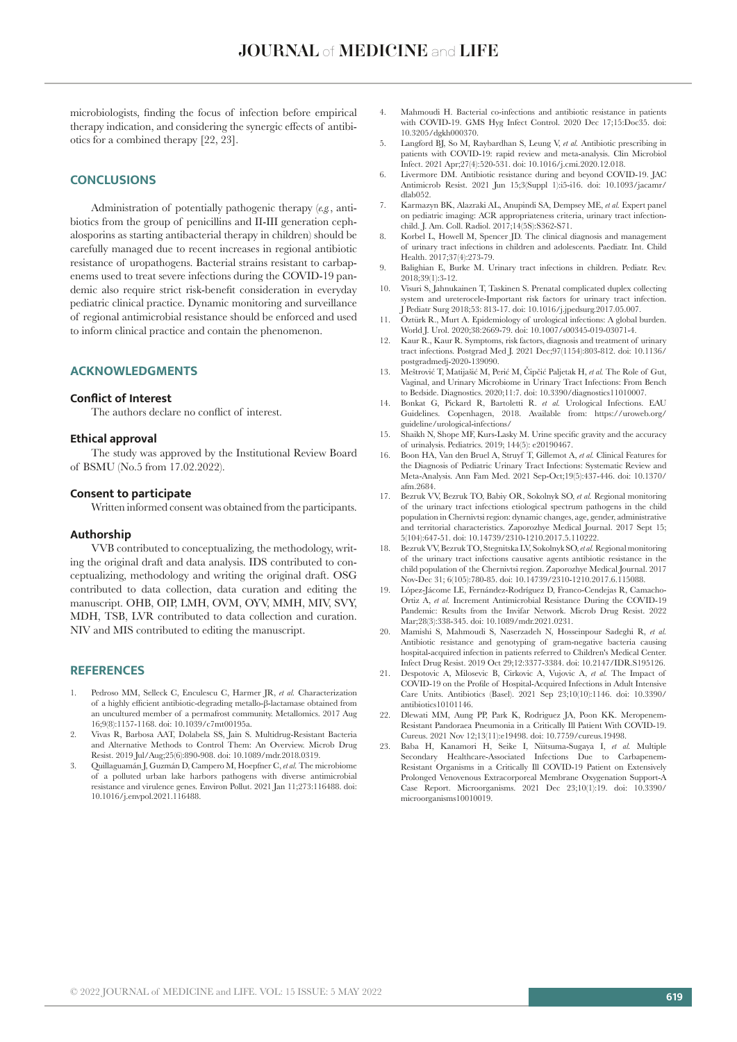microbiologists, finding the focus of infection before empirical therapy indication, and considering the synergic effects of antibiotics for a combined therapy [22, 23].

## CONCLUSIONS

Administration of potentially pathogenic therapy (*e.g.*, antibiotics from the group of penicillins and II-III generation cephalosporins as starting antibacterial therapy in children) should be carefully managed due to recent increases in regional antibiotic resistance of uropathogens. Bacterial strains resistant to carbapenems used to treat severe infections during the COVID-19 pandemic also require strict risk-benefit consideration in everyday pediatric clinical practice. Dynamic monitoring and surveillance of regional antimicrobial resistance should be enforced and used to inform clinical practice and contain the phenomenon.

## ACKNOWLEDGMENTS

### Conflict of Interest

The authors declare no conflict of interest.

### Ethical approval

The study was approved by the Institutional Review Board of BSMU (No.5 from 17.02.2022).

### Consent to participate

Written informed consent was obtained from the participants.

### Authorship

VVB contributed to conceptualizing, the methodology, writing the original draft and data analysis. IDS contributed to conceptualizing, methodology and writing the original draft. OSG contributed to data collection, data curation and editing the manuscript. OHB, OIP, LMH, OVM, OYV, MMH, MIV, SVY, MDH, TSB, LVR contributed to data collection and curation. NIV and MIS contributed to editing the manuscript.

## REFERENCES

1. Pedroso MM, Selleck C, Enculescu C, Harmer JR, *et al.* Characterization of a highly efficient antibiotic-degrading metallo-β-lactamase obtained from an uncultured member of a permafrost community. Metallomics. 2017 Aug 16;9(8):1157-1168. doi: 10.1039/c7mt00195a.
2. Vivas R, Barbosa AAT, Dolabela SS, Jain S. Multidrug-Resistant Bacteria and Alternative Methods to Control Them: An Overview. Microb Drug Resist. 2019 Jul/Aug;25(6):890-908. doi: 10.1089/mdr.2018.0319.
3. Quillaguamán J, Guzmán D, Campero M, Hoepfner C, *et al.* The microbiome of a polluted urban lake harbors pathogens with diverse antimicrobial resistance and virulence genes. Environ Pollut. 2021 Jan 11;273:116488. doi: 10.1016/j.envpol.2021.116488.
4. Mahmoudi H. Bacterial co-infections and antibiotic resistance in patients with COVID-19. GMS Hyg Infect Control. 2020 Dec 17;15:Doc35. doi: 10.3205/dgkh000370.
5. Langford BJ, So M, Raybardhan S, Leung V, *et al.* Antibiotic prescribing in patients with COVID-19: rapid review and meta-analysis. Clin Microbiol Infect. 2021 Apr;27(4):520-531. doi: 10.1016/j.cmi.2020.12.018.
6. Livermore DM. Antibiotic resistance during and beyond COVID-19. JAC Antimicrob Resist. 2021 Jun 15;3(Suppl 1):i5-i16. doi: 10.1093/jacamr/dlab052.
7. Karmazyn BK, Alazraki AL, Anupindi SA, Dempsey ME, *et al.* Expert panel on pediatric imaging: ACR appropriateness criteria, urinary tract infection-child. J. Am. Coll. Radiol. 2017;14(5S):S362-S71.
8. Korbel L, Howell M, Spencer JD. The clinical diagnosis and management of urinary tract infections in children and adolescents. Paediatr. Int. Child Health. 2017;37(4):273-79.
9. Balighian E, Burke M. Urinary tract infections in children. Pediatr. Rev. 2018;39(1):3-12.
10. Visuri S, Jahnukainen T, Taskinen S. Prenatal complicated duplex collecting system and ureterocele-Important risk factors for urinary tract infection. J Pediatr Surg 2018;53: 813-17. doi: 10.1016/j.jpedsurg.2017.05.007.
11. Öztürk R., Murt A. Epidemiology of urological infections: A global burden. World J. Urol. 2020;38:2669-79. doi: 10.1007/s00345-019-03071-4.
12. Kaur R., Kaur R. Symptoms, risk factors, diagnosis and treatment of urinary tract infections. Postgrad Med J. 2021 Dec;97(1154):803-812. doi: 10.1136/postgradmedj-2020-139090.
13. Meštrović T, Matijašić M, Perić M, Čipčić Paljetak H, *et al.* The Role of Gut, Vaginal, and Urinary Microbiome in Urinary Tract Infections: From Bench to Bedside. Diagnostics. 2020;11:7. doi: 10.3390/diagnostics11010007.
14. Bonkat G, Pickard R, Bartoletti R. *et al.* Urological Infections. EAU Guidelines. Copenhagen, 2018. Available from: https://uroweb.org/guideline/urological-infections/
15. Shaikh N, Shope MF, Kurs-Lasky M. Urine specific gravity and the accuracy of urinalysis. Pediatrics. 2019; 144(5): e20190467.
16. Boon HA, Van den Bruel A, Struyf T, Gillemot A, *et al.* Clinical Features for the Diagnosis of Pediatric Urinary Tract Infections: Systematic Review and Meta-Analysis. Ann Fam Med. 2021 Sep-Oct;19(5):437-446. doi: 10.1370/afm.2684.
17. Bezruk VV, Bezruk TO, Babiy OR, Sokolnyk SO, *et al.* Regional monitoring of the urinary tract infections etiological spectrum pathogens in the child population in Chernivtsi region: dynamic changes, age, gender, administrative and territorial characteristics. Zaporozhye Medical Journal. 2017 Sept 15; 5(104):647-51. doi: 10.14739/2310-1210.2017.5.110222.
18. Bezruk VV, Bezruk TO, Stegnitska LV, Sokolnyk SO, *et al.* Regional monitoring of the urinary tract infections causative agents antibiotic resistance in the child population of the Chernivtsi region. Zaporozhye Medical Journal. 2017 Nov-Dec 31; 6(105):780-85. doi: 10.14739/2310-1210.2017.6.115088.
19. López-Jácome LE, Fernández-Rodríguez D, Franco-Cendejas R, Camacho-Ortiz A, *et al.* Increment Antimicrobial Resistance During the COVID-19 Pandemic: Results from the Invifar Network. Microb Drug Resist. 2022 Mar;28(3):338-345. doi: 10.1089/mdr.2021.0231.
20. Mamishi S, Mahmoudi S, Naserzadeh N, Hosseinpour Sadeghi R, *et al.* Antibiotic resistance and genotyping of gram-negative bacteria causing hospital-acquired infection in patients referred to Children's Medical Center. Infect Drug Resist. 2019 Oct 29;12:3377-3384. doi: 10.2147/IDR.S195126.
21. Despotovic A, Milosevic B, Cirkovic A, Vujovic A, *et al.* The Impact of COVID-19 on the Profile of Hospital-Acquired Infections in Adult Intensive Care Units. Antibiotics (Basel). 2021 Sep 23;10(10):1146. doi: 10.3390/antibiotics10101146.
22. Dlewati MM, Aung PP, Park K, Rodriguez JA, Poon KK. Meropenem-Resistant Pandoraea Pneumonia in a Critically Ill Patient With COVID-19. Cureus. 2021 Nov 12;13(11):e19498. doi: 10.7759/cureus.19498.
23. Baba H, Kanamori H, Seike I, Niitsuma-Sugaya I, *et al.* Multiple Secondary Healthcare-Associated Infections Due to Carbapenem-Resistant Organisms in a Critically Ill COVID-19 Patient on Extensively Prolonged Venovenous Extracorporeal Membrane Oxygenation Support-A Case Report. Microorganisms. 2021 Dec 23;10(1):19. doi: 10.3390/microorganisms10010019.